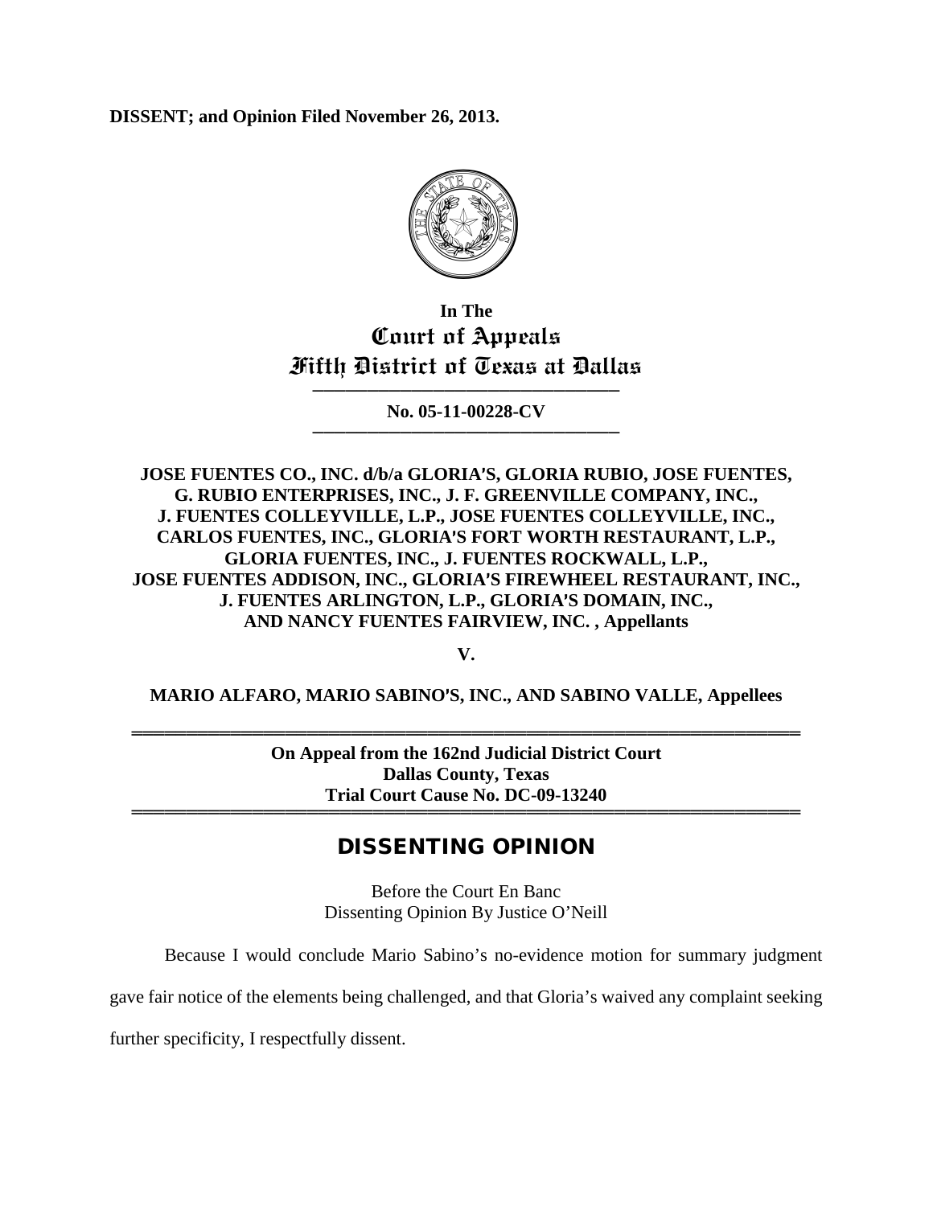**DISSENT; and Opinion Filed November 26, 2013.**

In The
Court of Appeals
Fifth District of Texas at Dallas

---

**No. 05-11-00228-CV**

---

**JOSE FUENTES CO., INC. d/b/a GLORIA'S, GLORIA RUBIO, JOSE FUENTES, G. RUBIO ENTERPRISES, INC., J. F. GREENVILLE COMPANY, INC., J. FUENTES COLLEYVILLE, L.P., JOSE FUENTES COLLEYVILLE, INC., CARLOS FUENTES, INC., GLORIA'S FORT WORTH RESTAURANT, L.P., GLORIA FUENTES, INC., J. FUENTES ROCKWALL, L.P., JOSE FUENTES ADDISON, INC., GLORIA'S FIREWHEEL RESTAURANT, INC., J. FUENTES ARLINGTON, L.P., GLORIA'S DOMAIN, INC., AND NANCY FUENTES FAIRVIEW, INC. , Appellants**

**V.**

**MARIO ALFARO, MARIO SABINO'S, INC., AND SABINO VALLE, Appellees**

---

**On Appeal from the 162nd Judicial District Court**
**Dallas County, Texas**
**Trial Court Cause No. DC-09-13240**

---

# DISSENTING OPINION

Before the Court En Banc
Dissenting Opinion By Justice O'Neill

Because I would conclude Mario Sabino's no-evidence motion for summary judgment gave fair notice of the elements being challenged, and that Gloria's waived any complaint seeking further specificity, I respectfully dissent.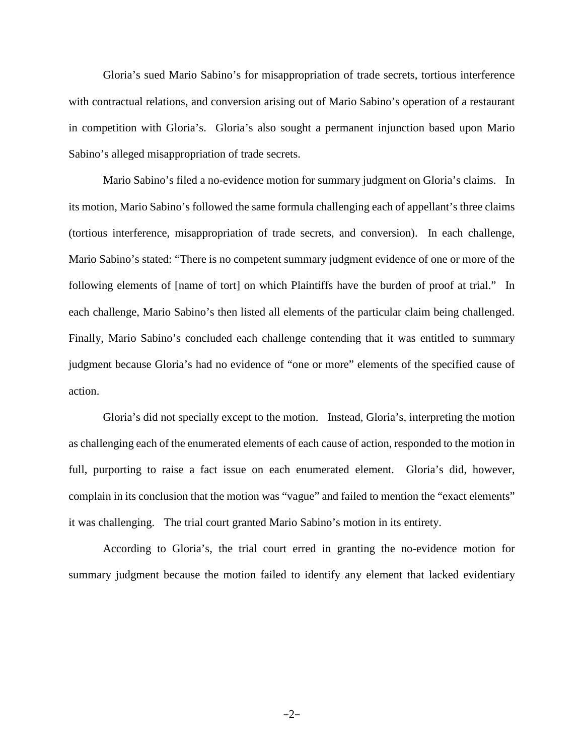Gloria's sued Mario Sabino's for misappropriation of trade secrets, tortious interference with contractual relations, and conversion arising out of Mario Sabino's operation of a restaurant in competition with Gloria's. Gloria's also sought a permanent injunction based upon Mario Sabino's alleged misappropriation of trade secrets.

Mario Sabino's filed a no-evidence motion for summary judgment on Gloria's claims. In its motion, Mario Sabino's followed the same formula challenging each of appellant's three claims (tortious interference, misappropriation of trade secrets, and conversion). In each challenge, Mario Sabino's stated: "There is no competent summary judgment evidence of one or more of the following elements of [name of tort] on which Plaintiffs have the burden of proof at trial." In each challenge, Mario Sabino's then listed all elements of the particular claim being challenged. Finally, Mario Sabino's concluded each challenge contending that it was entitled to summary judgment because Gloria's had no evidence of "one or more" elements of the specified cause of action.

Gloria's did not specially except to the motion. Instead, Gloria's, interpreting the motion as challenging each of the enumerated elements of each cause of action, responded to the motion in full, purporting to raise a fact issue on each enumerated element. Gloria's did, however, complain in its conclusion that the motion was "vague" and failed to mention the "exact elements" it was challenging. The trial court granted Mario Sabino's motion in its entirety.

According to Gloria's, the trial court erred in granting the no-evidence motion for summary judgment because the motion failed to identify any element that lacked evidentiary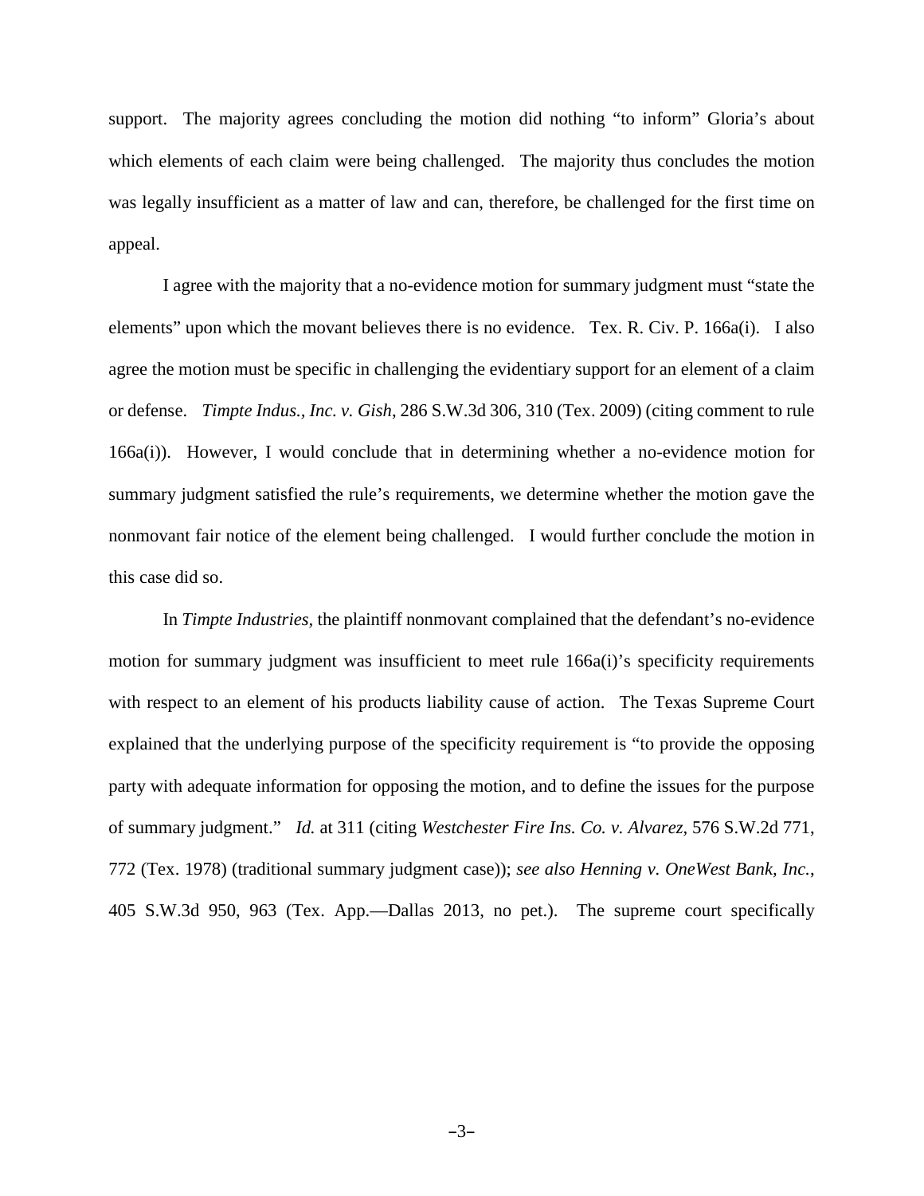support. The majority agrees concluding the motion did nothing "to inform" Gloria's about which elements of each claim were being challenged. The majority thus concludes the motion was legally insufficient as a matter of law and can, therefore, be challenged for the first time on appeal.

I agree with the majority that a no-evidence motion for summary judgment must "state the elements" upon which the movant believes there is no evidence. Tex. R. Civ. P. 166a(i). I also agree the motion must be specific in challenging the evidentiary support for an element of a claim or defense. *Timpte Indus., Inc. v. Gish*, 286 S.W.3d 306, 310 (Tex. 2009) (citing comment to rule 166a(i)). However, I would conclude that in determining whether a no-evidence motion for summary judgment satisfied the rule's requirements, we determine whether the motion gave the nonmovant fair notice of the element being challenged. I would further conclude the motion in this case did so.

In *Timpte Industries*, the plaintiff nonmovant complained that the defendant's no-evidence motion for summary judgment was insufficient to meet rule 166a(i)'s specificity requirements with respect to an element of his products liability cause of action. The Texas Supreme Court explained that the underlying purpose of the specificity requirement is "to provide the opposing party with adequate information for opposing the motion, and to define the issues for the purpose of summary judgment." *Id.* at 311 (citing *Westchester Fire Ins. Co. v. Alvarez,* 576 S.W.2d 771, 772 (Tex. 1978) (traditional summary judgment case)); *see also Henning v. OneWest Bank, Inc.*, 405 S.W.3d 950, 963 (Tex. App.—Dallas 2013, no pet.). The supreme court specifically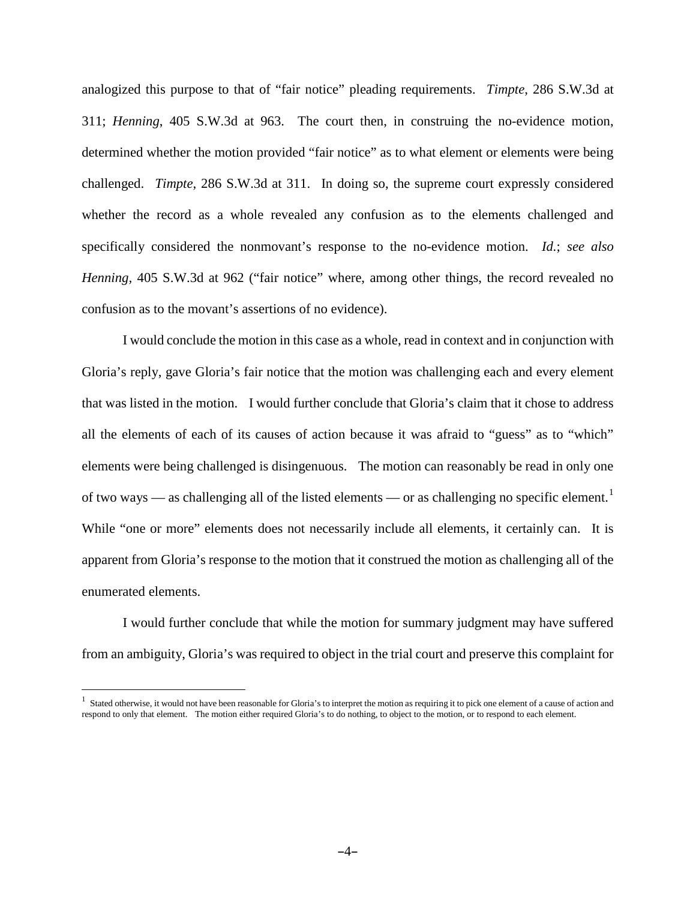analogized this purpose to that of "fair notice" pleading requirements. *Timpte*, 286 S.W.3d at 311; *Henning*, 405 S.W.3d at 963. The court then, in construing the no-evidence motion, determined whether the motion provided "fair notice" as to what element or elements were being challenged. *Timpte*, 286 S.W.3d at 311. In doing so, the supreme court expressly considered whether the record as a whole revealed any confusion as to the elements challenged and specifically considered the nonmovant's response to the no-evidence motion. *Id.*; *see also Henning*, 405 S.W.3d at 962 ("fair notice" where, among other things, the record revealed no confusion as to the movant's assertions of no evidence).

I would conclude the motion in this case as a whole, read in context and in conjunction with Gloria's reply, gave Gloria's fair notice that the motion was challenging each and every element that was listed in the motion. I would further conclude that Gloria's claim that it chose to address all the elements of each of its causes of action because it was afraid to "guess" as to "which" elements were being challenged is disingenuous. The motion can reasonably be read in only one of two ways — as challenging all of the listed elements — or as challenging no specific element.[1] While "one or more" elements does not necessarily include all elements, it certainly can. It is apparent from Gloria's response to the motion that it construed the motion as challenging all of the enumerated elements.

I would further conclude that while the motion for summary judgment may have suffered from an ambiguity, Gloria's was required to object in the trial court and preserve this complaint for

[1] Stated otherwise, it would not have been reasonable for Gloria's to interpret the motion as requiring it to pick one element of a cause of action and respond to only that element. The motion either required Gloria's to do nothing, to object to the motion, or to respond to each element.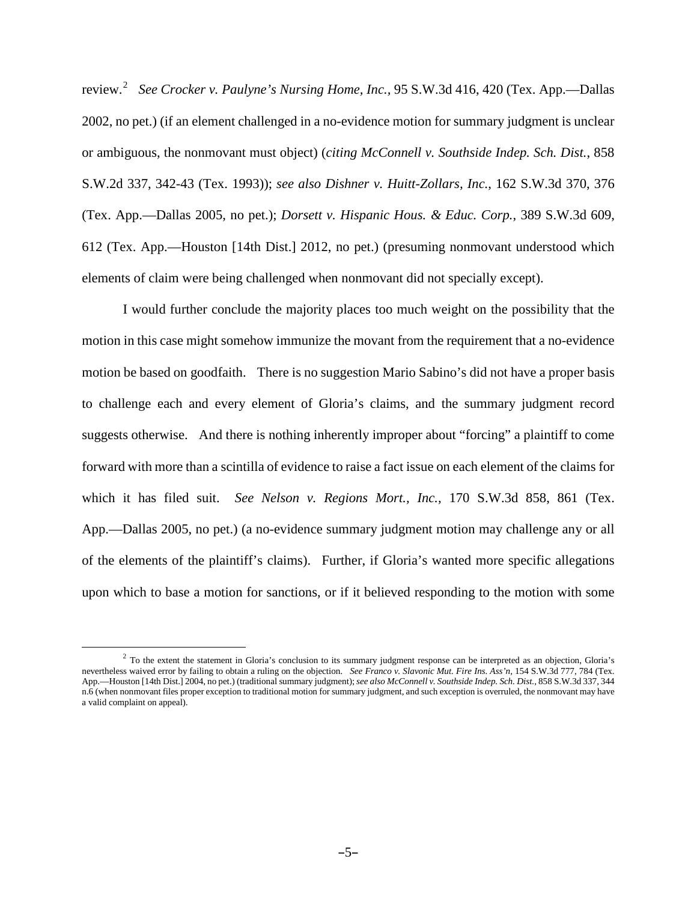review.[2] *See Crocker v. Paulyne's Nursing Home, Inc.*, 95 S.W.3d 416, 420 (Tex. App.—Dallas 2002, no pet.) (if an element challenged in a no-evidence motion for summary judgment is unclear or ambiguous, the nonmovant must object) (*citing McConnell v. Southside Indep. Sch. Dist.*, 858 S.W.2d 337, 342-43 (Tex. 1993)); *see also Dishner v. Huitt-Zollars, Inc.*, 162 S.W.3d 370, 376 (Tex. App.—Dallas 2005, no pet.); *Dorsett v. Hispanic Hous. & Educ. Corp.*, 389 S.W.3d 609, 612 (Tex. App.—Houston [14th Dist.] 2012, no pet.) (presuming nonmovant understood which elements of claim were being challenged when nonmovant did not specially except).

I would further conclude the majority places too much weight on the possibility that the motion in this case might somehow immunize the movant from the requirement that a no-evidence motion be based on goodfaith. There is no suggestion Mario Sabino's did not have a proper basis to challenge each and every element of Gloria's claims, and the summary judgment record suggests otherwise. And there is nothing inherently improper about "forcing" a plaintiff to come forward with more than a scintilla of evidence to raise a fact issue on each element of the claims for which it has filed suit. *See Nelson v. Regions Mort., Inc.*, 170 S.W.3d 858, 861 (Tex. App.—Dallas 2005, no pet.) (a no-evidence summary judgment motion may challenge any or all of the elements of the plaintiff's claims). Further, if Gloria's wanted more specific allegations upon which to base a motion for sanctions, or if it believed responding to the motion with some

[2] To the extent the statement in Gloria's conclusion to its summary judgment response can be interpreted as an objection, Gloria's nevertheless waived error by failing to obtain a ruling on the objection. *See Franco v. Slavonic Mut. Fire Ins. Ass'n*, 154 S.W.3d 777, 784 (Tex. App.—Houston [14th Dist.] 2004, no pet.) (traditional summary judgment); *see also McConnell v. Southside Indep. Sch. Dist.*, 858 S.W.3d 337, 344 n.6 (when nonmovant files proper exception to traditional motion for summary judgment, and such exception is overruled, the nonmovant may have a valid complaint on appeal).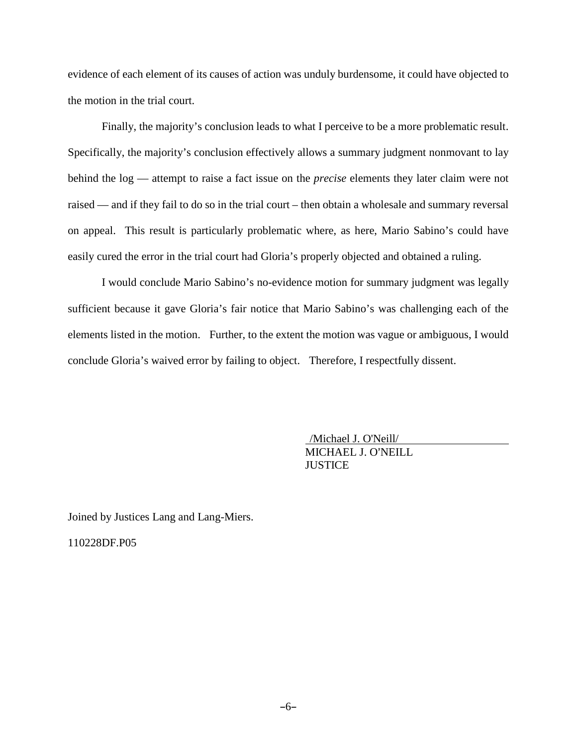evidence of each element of its causes of action was unduly burdensome, it could have objected to the motion in the trial court.

Finally, the majority's conclusion leads to what I perceive to be a more problematic result. Specifically, the majority's conclusion effectively allows a summary judgment nonmovant to lay behind the log — attempt to raise a fact issue on the *precise* elements they later claim were not raised — and if they fail to do so in the trial court – then obtain a wholesale and summary reversal on appeal. This result is particularly problematic where, as here, Mario Sabino's could have easily cured the error in the trial court had Gloria's properly objected and obtained a ruling.

I would conclude Mario Sabino's no-evidence motion for summary judgment was legally sufficient because it gave Gloria's fair notice that Mario Sabino's was challenging each of the elements listed in the motion. Further, to the extent the motion was vague or ambiguous, I would conclude Gloria's waived error by failing to object. Therefore, I respectfully dissent.

/Michael J. O'Neill/
MICHAEL J. O'NEILL
JUSTICE

Joined by Justices Lang and Lang-Miers.

110228DF.P05